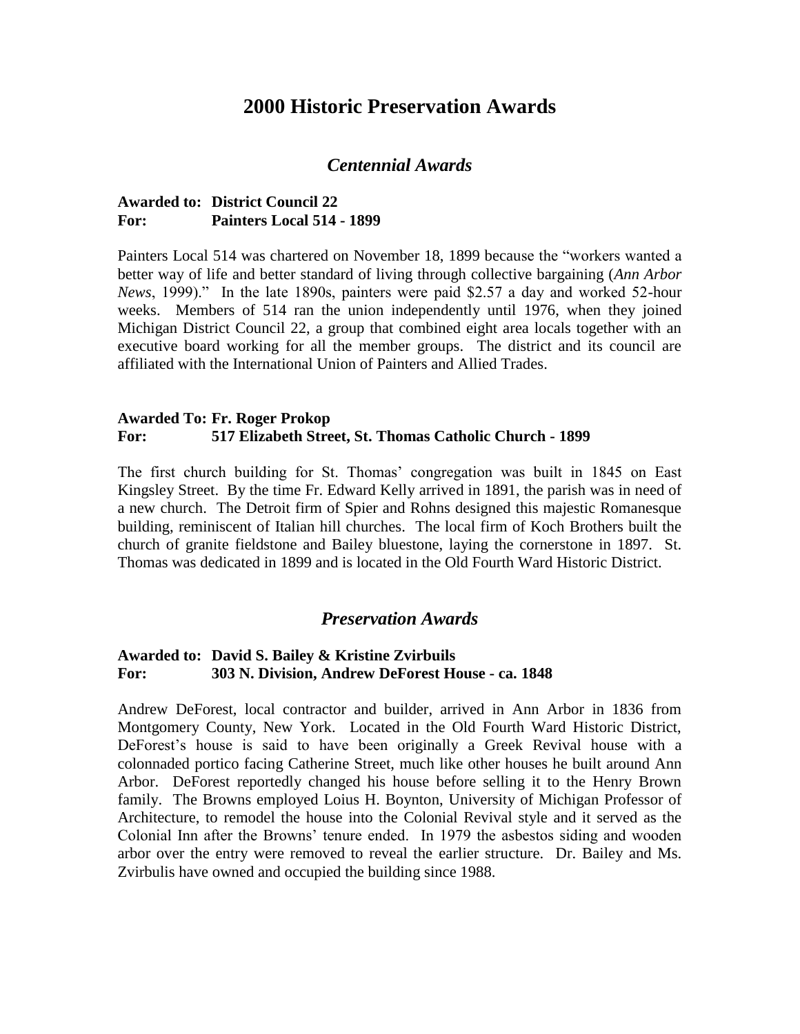# 2000 Historic Preservation Awards

## *Centennial Awards*

**Awarded to: District Council 22**
**For: Painters Local 514 - 1899**

Painters Local 514 was chartered on November 18, 1899 because the "workers wanted a better way of life and better standard of living through collective bargaining (*Ann Arbor News*, 1999)." In the late 1890s, painters were paid $2.57 a day and worked 52-hour weeks. Members of 514 ran the union independently until 1976, when they joined Michigan District Council 22, a group that combined eight area locals together with an executive board working for all the member groups. The district and its council are affiliated with the International Union of Painters and Allied Trades.

**Awarded To: Fr. Roger Prokop**
**For: 517 Elizabeth Street, St. Thomas Catholic Church - 1899**

The first church building for St. Thomas' congregation was built in 1845 on East Kingsley Street. By the time Fr. Edward Kelly arrived in 1891, the parish was in need of a new church. The Detroit firm of Spier and Rohns designed this majestic Romanesque building, reminiscent of Italian hill churches. The local firm of Koch Brothers built the church of granite fieldstone and Bailey bluestone, laying the cornerstone in 1897. St. Thomas was dedicated in 1899 and is located in the Old Fourth Ward Historic District.

## *Preservation Awards*

**Awarded to: David S. Bailey & Kristine Zvirbuils**
**For: 303 N. Division, Andrew DeForest House - ca. 1848**

Andrew DeForest, local contractor and builder, arrived in Ann Arbor in 1836 from Montgomery County, New York. Located in the Old Fourth Ward Historic District, DeForest's house is said to have been originally a Greek Revival house with a colonnaded portico facing Catherine Street, much like other houses he built around Ann Arbor. DeForest reportedly changed his house before selling it to the Henry Brown family. The Browns employed Loius H. Boynton, University of Michigan Professor of Architecture, to remodel the house into the Colonial Revival style and it served as the Colonial Inn after the Browns' tenure ended. In 1979 the asbestos siding and wooden arbor over the entry were removed to reveal the earlier structure. Dr. Bailey and Ms. Zvirbulis have owned and occupied the building since 1988.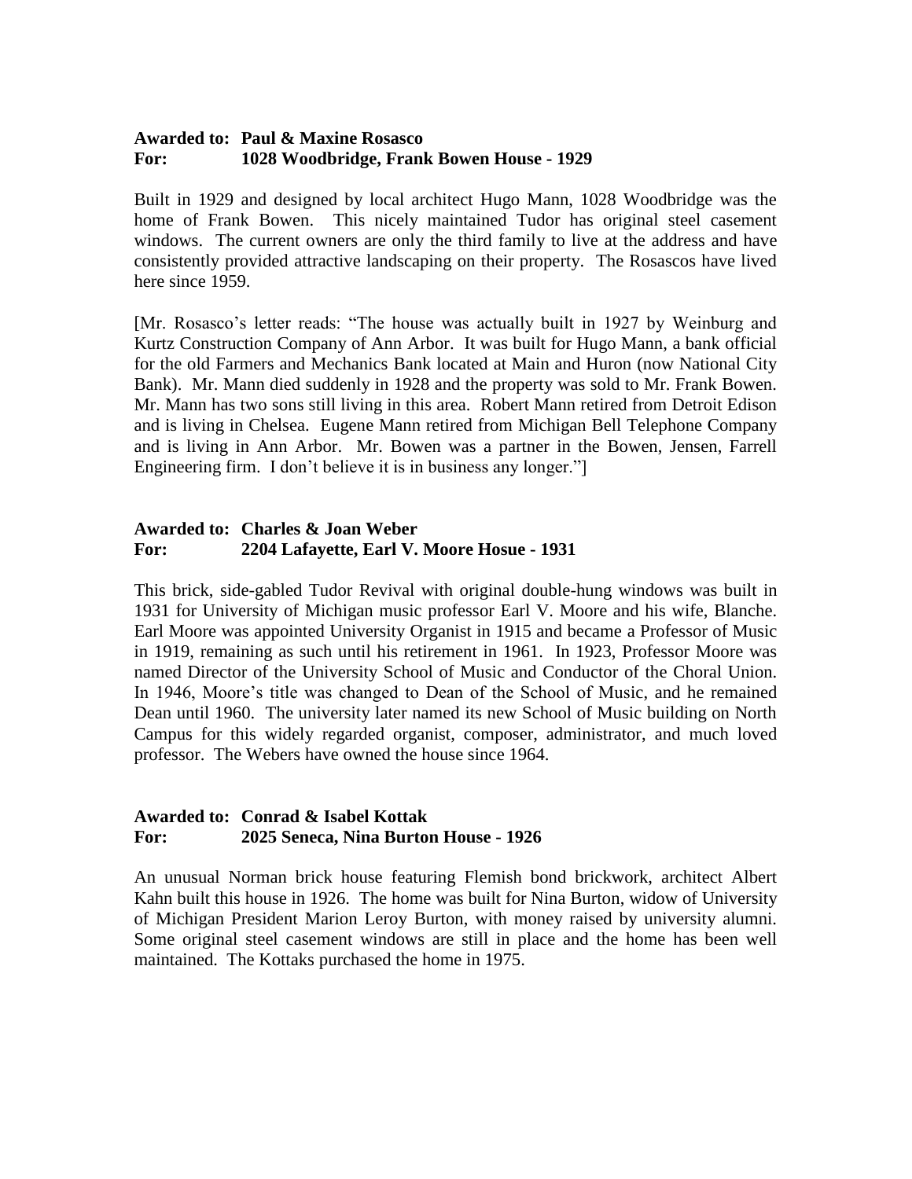**Awarded to: Paul & Maxine Rosasco**
**For: 1028 Woodbridge, Frank Bowen House - 1929**

Built in 1929 and designed by local architect Hugo Mann, 1028 Woodbridge was the home of Frank Bowen. This nicely maintained Tudor has original steel casement windows. The current owners are only the third family to live at the address and have consistently provided attractive landscaping on their property. The Rosascos have lived here since 1959.

[Mr. Rosasco's letter reads: "The house was actually built in 1927 by Weinburg and Kurtz Construction Company of Ann Arbor. It was built for Hugo Mann, a bank official for the old Farmers and Mechanics Bank located at Main and Huron (now National City Bank). Mr. Mann died suddenly in 1928 and the property was sold to Mr. Frank Bowen. Mr. Mann has two sons still living in this area. Robert Mann retired from Detroit Edison and is living in Chelsea. Eugene Mann retired from Michigan Bell Telephone Company and is living in Ann Arbor. Mr. Bowen was a partner in the Bowen, Jensen, Farrell Engineering firm. I don't believe it is in business any longer."]

**Awarded to: Charles & Joan Weber**
**For: 2204 Lafayette, Earl V. Moore Hosue - 1931**

This brick, side-gabled Tudor Revival with original double-hung windows was built in 1931 for University of Michigan music professor Earl V. Moore and his wife, Blanche. Earl Moore was appointed University Organist in 1915 and became a Professor of Music in 1919, remaining as such until his retirement in 1961. In 1923, Professor Moore was named Director of the University School of Music and Conductor of the Choral Union. In 1946, Moore's title was changed to Dean of the School of Music, and he remained Dean until 1960. The university later named its new School of Music building on North Campus for this widely regarded organist, composer, administrator, and much loved professor. The Webers have owned the house since 1964.

**Awarded to: Conrad & Isabel Kottak**
**For: 2025 Seneca, Nina Burton House - 1926**

An unusual Norman brick house featuring Flemish bond brickwork, architect Albert Kahn built this house in 1926. The home was built for Nina Burton, widow of University of Michigan President Marion Leroy Burton, with money raised by university alumni. Some original steel casement windows are still in place and the home has been well maintained. The Kottaks purchased the home in 1975.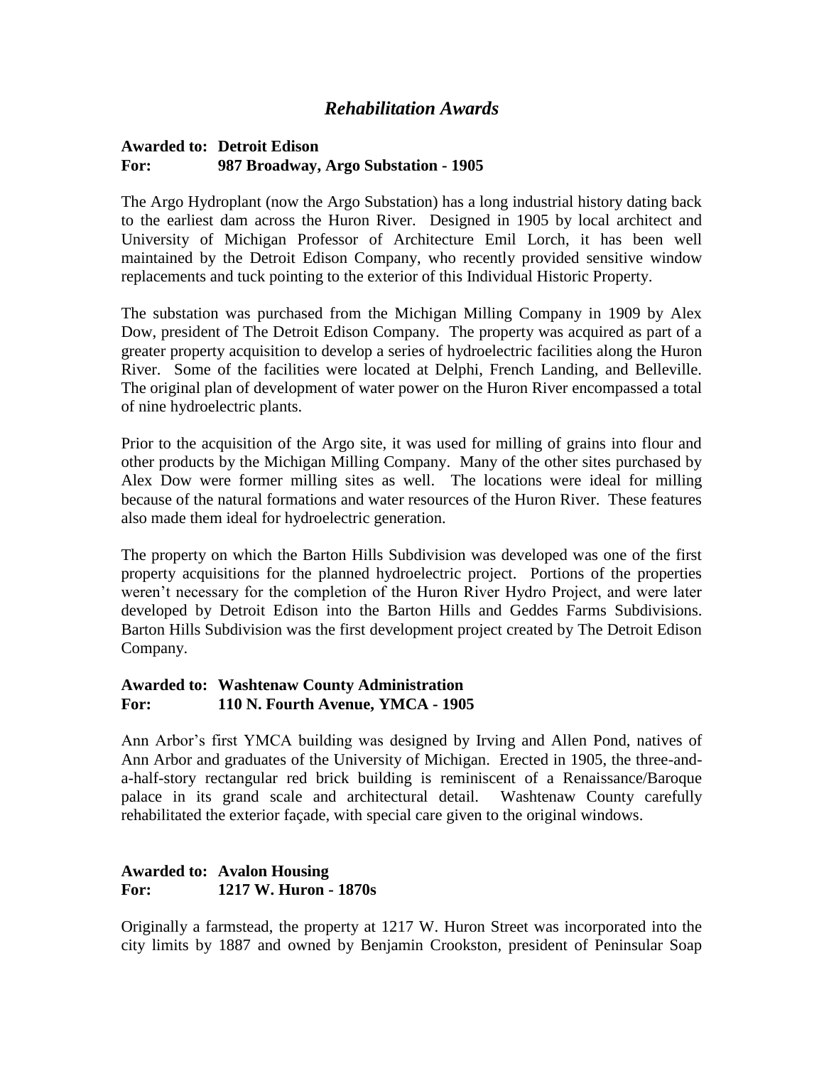## *Rehabilitation Awards*

**Awarded to: Detroit Edison**
**For: 987 Broadway, Argo Substation - 1905**

The Argo Hydroplant (now the Argo Substation) has a long industrial history dating back to the earliest dam across the Huron River. Designed in 1905 by local architect and University of Michigan Professor of Architecture Emil Lorch, it has been well maintained by the Detroit Edison Company, who recently provided sensitive window replacements and tuck pointing to the exterior of this Individual Historic Property.

The substation was purchased from the Michigan Milling Company in 1909 by Alex Dow, president of The Detroit Edison Company. The property was acquired as part of a greater property acquisition to develop a series of hydroelectric facilities along the Huron River. Some of the facilities were located at Delphi, French Landing, and Belleville. The original plan of development of water power on the Huron River encompassed a total of nine hydroelectric plants.

Prior to the acquisition of the Argo site, it was used for milling of grains into flour and other products by the Michigan Milling Company. Many of the other sites purchased by Alex Dow were former milling sites as well. The locations were ideal for milling because of the natural formations and water resources of the Huron River. These features also made them ideal for hydroelectric generation.

The property on which the Barton Hills Subdivision was developed was one of the first property acquisitions for the planned hydroelectric project. Portions of the properties weren't necessary for the completion of the Huron River Hydro Project, and were later developed by Detroit Edison into the Barton Hills and Geddes Farms Subdivisions. Barton Hills Subdivision was the first development project created by The Detroit Edison Company.

**Awarded to: Washtenaw County Administration**
**For: 110 N. Fourth Avenue, YMCA - 1905**

Ann Arbor's first YMCA building was designed by Irving and Allen Pond, natives of Ann Arbor and graduates of the University of Michigan. Erected in 1905, the three-and-a-half-story rectangular red brick building is reminiscent of a Renaissance/Baroque palace in its grand scale and architectural detail. Washtenaw County carefully rehabilitated the exterior façade, with special care given to the original windows.

**Awarded to: Avalon Housing**
**For: 1217 W. Huron - 1870s**

Originally a farmstead, the property at 1217 W. Huron Street was incorporated into the city limits by 1887 and owned by Benjamin Crookston, president of Peninsular Soap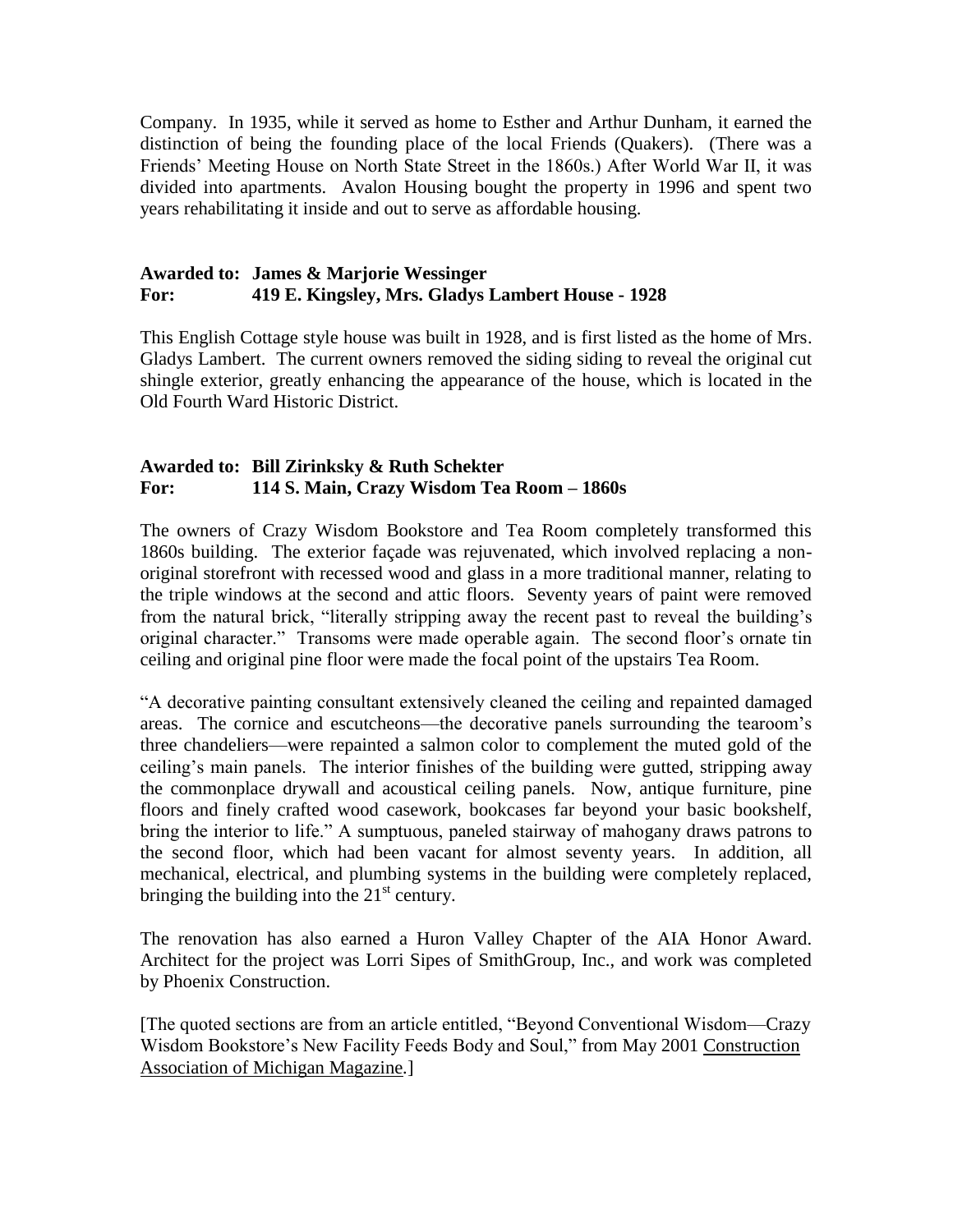Company. In 1935, while it served as home to Esther and Arthur Dunham, it earned the distinction of being the founding place of the local Friends (Quakers). (There was a Friends' Meeting House on North State Street in the 1860s.) After World War II, it was divided into apartments. Avalon Housing bought the property in 1996 and spent two years rehabilitating it inside and out to serve as affordable housing.

**Awarded to: James & Marjorie Wessinger**
**For: 419 E. Kingsley, Mrs. Gladys Lambert House - 1928**

This English Cottage style house was built in 1928, and is first listed as the home of Mrs. Gladys Lambert. The current owners removed the siding siding to reveal the original cut shingle exterior, greatly enhancing the appearance of the house, which is located in the Old Fourth Ward Historic District.

**Awarded to: Bill Zirinksky & Ruth Schekter**
**For: 114 S. Main, Crazy Wisdom Tea Room – 1860s**

The owners of Crazy Wisdom Bookstore and Tea Room completely transformed this 1860s building. The exterior façade was rejuvenated, which involved replacing a non-original storefront with recessed wood and glass in a more traditional manner, relating to the triple windows at the second and attic floors. Seventy years of paint were removed from the natural brick, "literally stripping away the recent past to reveal the building's original character." Transoms were made operable again. The second floor's ornate tin ceiling and original pine floor were made the focal point of the upstairs Tea Room.

"A decorative painting consultant extensively cleaned the ceiling and repainted damaged areas. The cornice and escutcheons—the decorative panels surrounding the tearoom's three chandeliers—were repainted a salmon color to complement the muted gold of the ceiling's main panels. The interior finishes of the building were gutted, stripping away the commonplace drywall and acoustical ceiling panels. Now, antique furniture, pine floors and finely crafted wood casework, bookcases far beyond your basic bookshelf, bring the interior to life." A sumptuous, paneled stairway of mahogany draws patrons to the second floor, which had been vacant for almost seventy years. In addition, all mechanical, electrical, and plumbing systems in the building were completely replaced, bringing the building into the 21st century.

The renovation has also earned a Huron Valley Chapter of the AIA Honor Award. Architect for the project was Lorri Sipes of SmithGroup, Inc., and work was completed by Phoenix Construction.

[The quoted sections are from an article entitled, "Beyond Conventional Wisdom—Crazy Wisdom Bookstore's New Facility Feeds Body and Soul," from May 2001 Construction Association of Michigan Magazine.]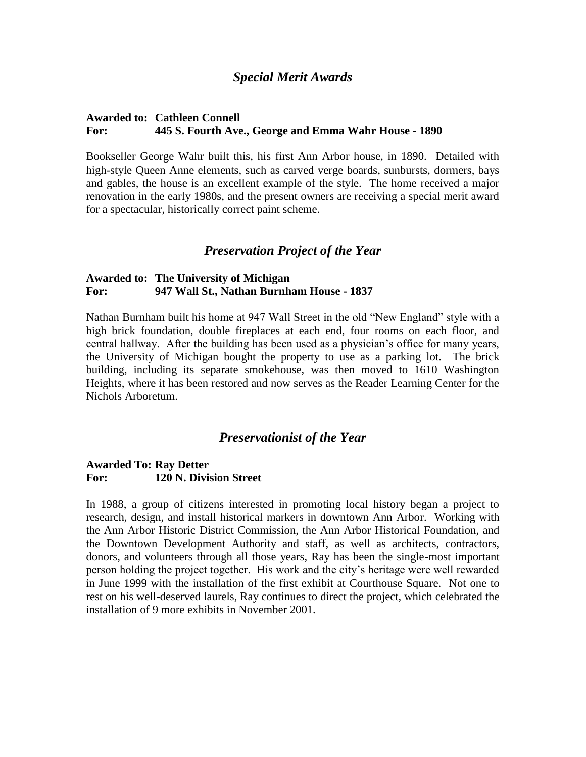## *Special Merit Awards*

**Awarded to: Cathleen Connell**
**For: 445 S. Fourth Ave., George and Emma Wahr House - 1890**

Bookseller George Wahr built this, his first Ann Arbor house, in 1890. Detailed with high-style Queen Anne elements, such as carved verge boards, sunbursts, dormers, bays and gables, the house is an excellent example of the style. The home received a major renovation in the early 1980s, and the present owners are receiving a special merit award for a spectacular, historically correct paint scheme.

## *Preservation Project of the Year*

**Awarded to: The University of Michigan**
**For: 947 Wall St., Nathan Burnham House - 1837**

Nathan Burnham built his home at 947 Wall Street in the old "New England" style with a high brick foundation, double fireplaces at each end, four rooms on each floor, and central hallway. After the building has been used as a physician's office for many years, the University of Michigan bought the property to use as a parking lot. The brick building, including its separate smokehouse, was then moved to 1610 Washington Heights, where it has been restored and now serves as the Reader Learning Center for the Nichols Arboretum.

## *Preservationist of the Year*

**Awarded To: Ray Detter**
**For: 120 N. Division Street**

In 1988, a group of citizens interested in promoting local history began a project to research, design, and install historical markers in downtown Ann Arbor. Working with the Ann Arbor Historic District Commission, the Ann Arbor Historical Foundation, and the Downtown Development Authority and staff, as well as architects, contractors, donors, and volunteers through all those years, Ray has been the single-most important person holding the project together. His work and the city's heritage were well rewarded in June 1999 with the installation of the first exhibit at Courthouse Square. Not one to rest on his well-deserved laurels, Ray continues to direct the project, which celebrated the installation of 9 more exhibits in November 2001.